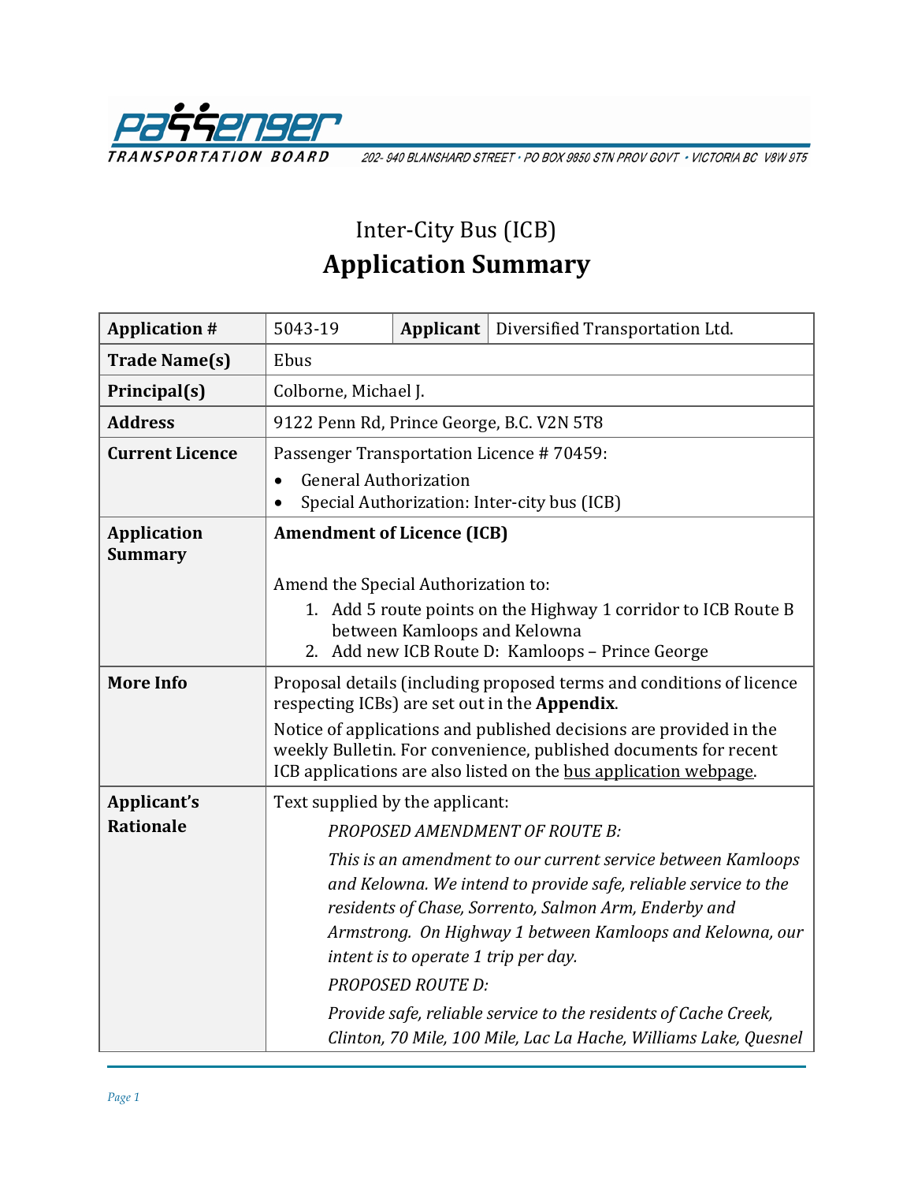PASSENGER TRANSPORTATION BOARD 202- 940 BLANSHARD STREET • PO BOX 9850 STN PROV GOVT • VICTORIA BC V8W 9T5

# Inter-City Bus (ICB)
# Application Summary

| **Application #** | 5043-19 | **Applicant** | Diversified Transportation Ltd. |
|---|---|---|---|
| **Trade Name(s)** | Ebus | | |
| **Principal(s)** | Colborne, Michael J. | | |
| **Address** | 9122 Penn Rd, Prince George, B.C. V2N 5T8 | | |
| **Current Licence** | Passenger Transportation Licence # 70459:<br>• General Authorization<br>• Special Authorization: Inter-city bus (ICB) | | |
| **Application Summary** | **Amendment of Licence (ICB)**<br><br>Amend the Special Authorization to:<br>1. Add 5 route points on the Highway 1 corridor to ICB Route B between Kamloops and Kelowna<br>2. Add new ICB Route D: Kamloops – Prince George | | |
| **More Info** | Proposal details (including proposed terms and conditions of licence respecting ICBs) are set out in the **Appendix**.<br>Notice of applications and published decisions are provided in the weekly Bulletin. For convenience, published documents for recent ICB applications are also listed on the bus application webpage. | | |
| **Applicant's Rationale** | Text supplied by the applicant:<br>*PROPOSED AMENDMENT OF ROUTE B:*<br>*This is an amendment to our current service between Kamloops and Kelowna. We intend to provide safe, reliable service to the residents of Chase, Sorrento, Salmon Arm, Enderby and Armstrong. On Highway 1 between Kamloops and Kelowna, our intent is to operate 1 trip per day.*<br>*PROPOSED ROUTE D:*<br>*Provide safe, reliable service to the residents of Cache Creek, Clinton, 70 Mile, 100 Mile, Lac La Hache, Williams Lake, Quesnel* | | |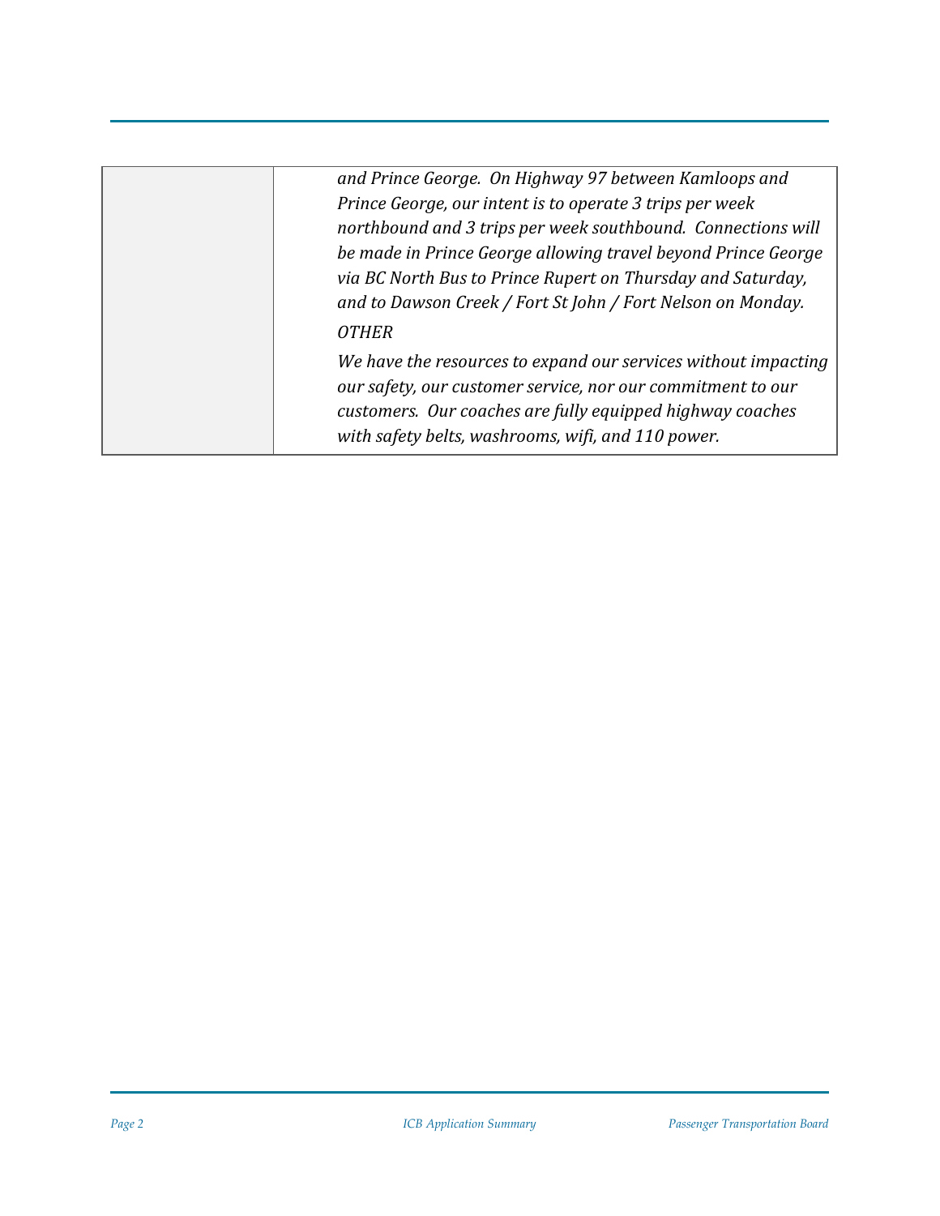| | |
|---|---|
| | *and Prince George. On Highway 97 between Kamloops and Prince George, our intent is to operate 3 trips per week northbound and 3 trips per week southbound. Connections will be made in Prince George allowing travel beyond Prince George via BC North Bus to Prince Rupert on Thursday and Saturday, and to Dawson Creek / Fort St John / Fort Nelson on Monday.*<br>*OTHER*<br>*We have the resources to expand our services without impacting our safety, our customer service, nor our commitment to our customers. Our coaches are fully equipped highway coaches with safety belts, washrooms, wifi, and 110 power.* |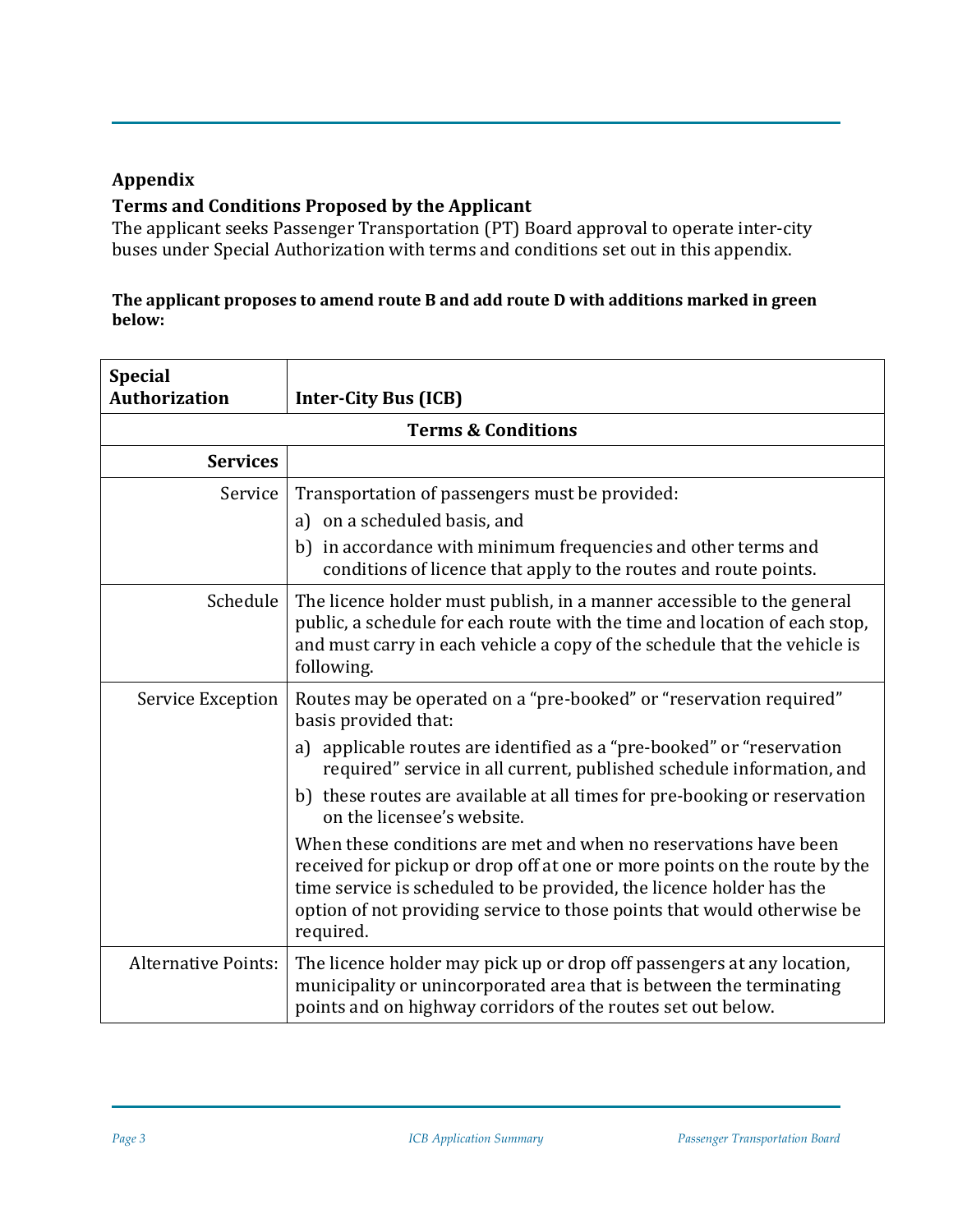## Appendix

### Terms and Conditions Proposed by the Applicant

The applicant seeks Passenger Transportation (PT) Board approval to operate inter-city buses under Special Authorization with terms and conditions set out in this appendix.

**The applicant proposes to amend route B and add route D with additions marked in green below:**

| **Special Authorization** | **Inter-City Bus (ICB)** |
|---|---|
| **Terms & Conditions** | |
| **Services** | |
| Service | Transportation of passengers must be provided:<br>a) on a scheduled basis, and<br>b) in accordance with minimum frequencies and other terms and conditions of licence that apply to the routes and route points. |
| Schedule | The licence holder must publish, in a manner accessible to the general public, a schedule for each route with the time and location of each stop, and must carry in each vehicle a copy of the schedule that the vehicle is following. |
| Service Exception | Routes may be operated on a "pre-booked" or "reservation required" basis provided that:<br>a) applicable routes are identified as a "pre-booked" or "reservation required" service in all current, published schedule information, and<br>b) these routes are available at all times for pre-booking or reservation on the licensee's website.<br>When these conditions are met and when no reservations have been received for pickup or drop off at one or more points on the route by the time service is scheduled to be provided, the licence holder has the option of not providing service to those points that would otherwise be required. |
| Alternative Points: | The licence holder may pick up or drop off passengers at any location, municipality or unincorporated area that is between the terminating points and on highway corridors of the routes set out below. |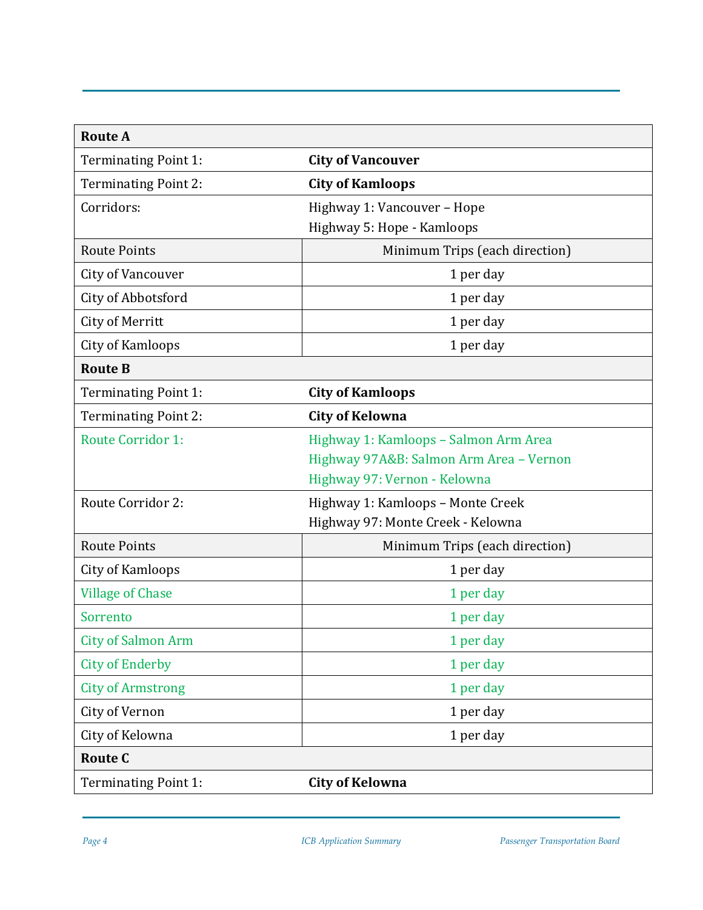| **Route A** | |
|---|---|
| Terminating Point 1: | **City of Vancouver** |
| Terminating Point 2: | **City of Kamloops** |
| Corridors: | Highway 1: Vancouver – Hope<br>Highway 5: Hope - Kamloops |
| Route Points | Minimum Trips (each direction) |
| City of Vancouver | 1 per day |
| City of Abbotsford | 1 per day |
| City of Merritt | 1 per day |
| City of Kamloops | 1 per day |
| **Route B** | |
| Terminating Point 1: | **City of Kamloops** |
| Terminating Point 2: | **City of Kelowna** |
| Route Corridor 1: | Highway 1: Kamloops – Salmon Arm Area<br>Highway 97A&B: Salmon Arm Area – Vernon<br>Highway 97: Vernon - Kelowna |
| Route Corridor 2: | Highway 1: Kamloops – Monte Creek<br>Highway 97: Monte Creek - Kelowna |
| Route Points | Minimum Trips (each direction) |
| City of Kamloops | 1 per day |
| Village of Chase | 1 per day |
| Sorrento | 1 per day |
| City of Salmon Arm | 1 per day |
| City of Enderby | 1 per day |
| City of Armstrong | 1 per day |
| City of Vernon | 1 per day |
| City of Kelowna | 1 per day |
| **Route C** | |
| Terminating Point 1: | **City of Kelowna** |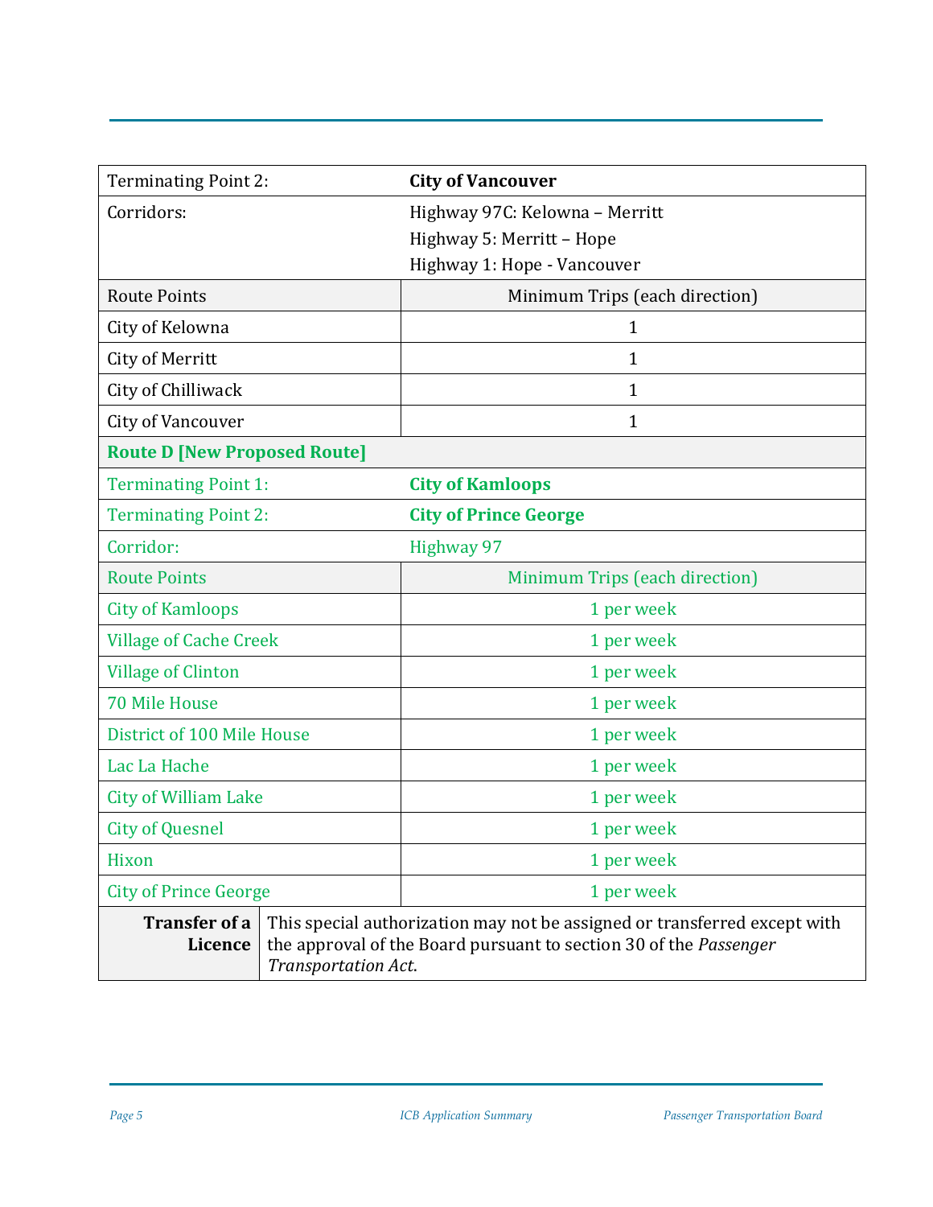| | |
|---|---|
| Terminating Point 2: | **City of Vancouver** |
| Corridors: | Highway 97C: Kelowna – Merritt<br>Highway 5: Merritt – Hope<br>Highway 1: Hope - Vancouver |
| Route Points | Minimum Trips (each direction) |
| City of Kelowna | 1 |
| City of Merritt | 1 |
| City of Chilliwack | 1 |
| City of Vancouver | 1 |
| **Route D [New Proposed Route]** | |
| Terminating Point 1: | **City of Kamloops** |
| Terminating Point 2: | **City of Prince George** |
| Corridor: | Highway 97 |
| Route Points | Minimum Trips (each direction) |
| City of Kamloops | 1 per week |
| Village of Cache Creek | 1 per week |
| Village of Clinton | 1 per week |
| 70 Mile House | 1 per week |
| District of 100 Mile House | 1 per week |
| Lac La Hache | 1 per week |
| City of William Lake | 1 per week |
| City of Quesnel | 1 per week |
| Hixon | 1 per week |
| City of Prince George | 1 per week |

| | |
|---|---|
| **Transfer of a Licence** | This special authorization may not be assigned or transferred except with the approval of the Board pursuant to section 30 of the *Passenger Transportation Act*. |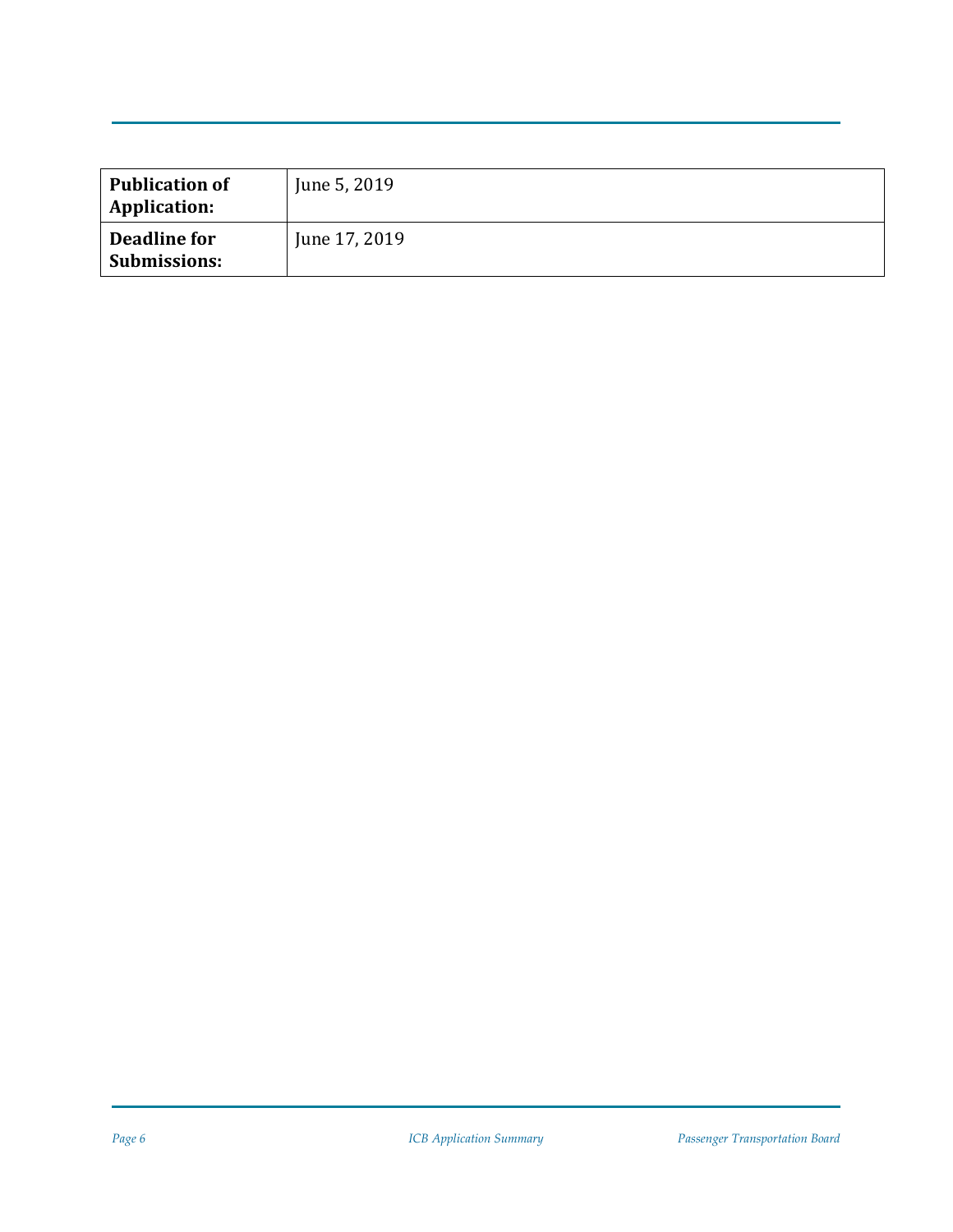| | |
|---|---|
| **Publication of Application:** | June 5, 2019 |
| **Deadline for Submissions:** | June 17, 2019 |